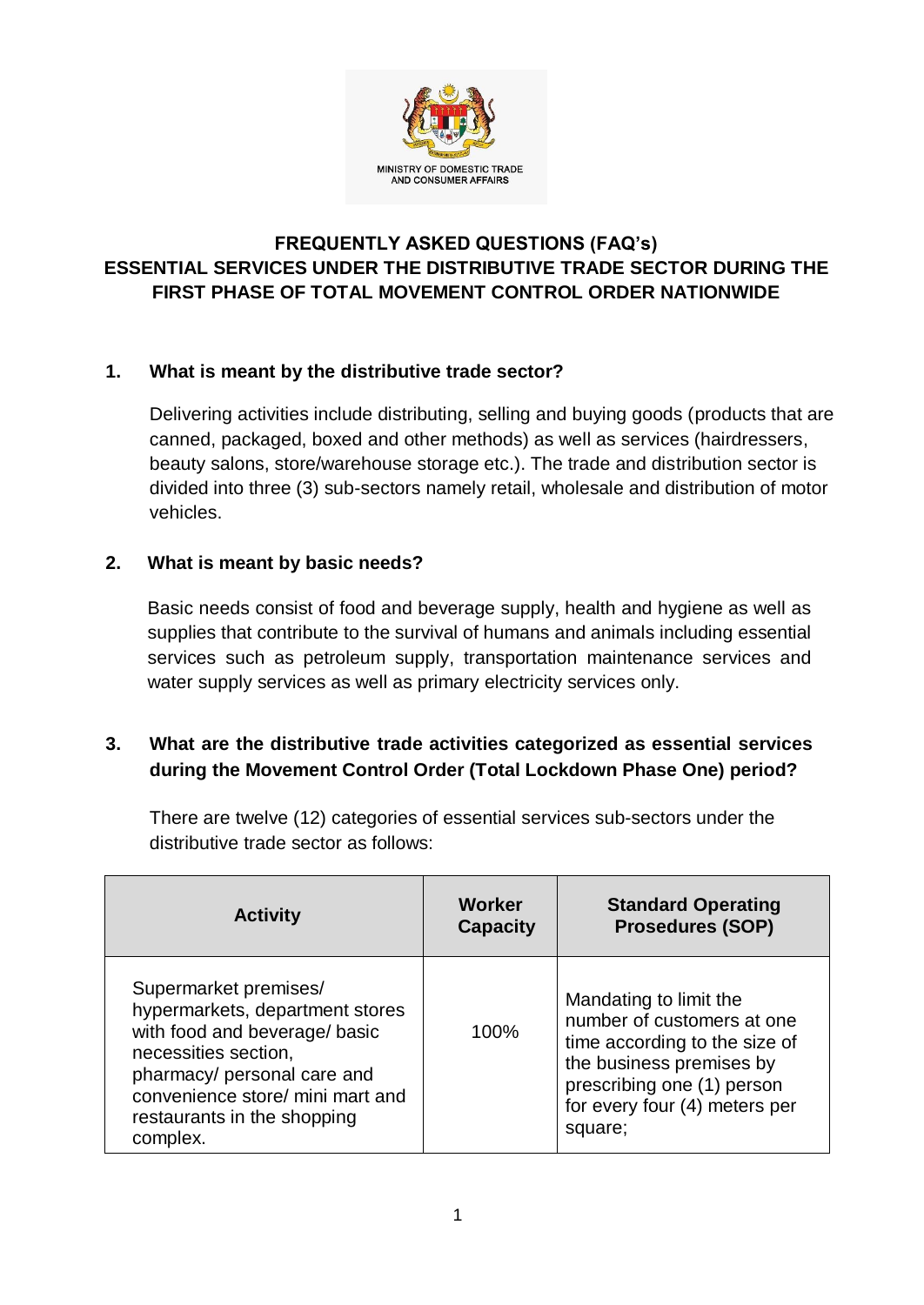MINISTRY OF DOMESTIC TRADE AND CONSUMER AFFAIRS

# FREQUENTLY ASKED QUESTIONS (FAQ's) ESSENTIAL SERVICES UNDER THE DISTRIBUTIVE TRADE SECTOR DURING THE FIRST PHASE OF TOTAL MOVEMENT CONTROL ORDER NATIONWIDE

**1. What is meant by the distributive trade sector?**

Delivering activities include distributing, selling and buying goods (products that are canned, packaged, boxed and other methods) as well as services (hairdressers, beauty salons, store/warehouse storage etc.). The trade and distribution sector is divided into three (3) sub-sectors namely retail, wholesale and distribution of motor vehicles.

**2. What is meant by basic needs?**

Basic needs consist of food and beverage supply, health and hygiene as well as supplies that contribute to the survival of humans and animals including essential services such as petroleum supply, transportation maintenance services and water supply services as well as primary electricity services only.

**3. What are the distributive trade activities categorized as essential services during the Movement Control Order (Total Lockdown Phase One) period?**

There are twelve (12) categories of essential services sub-sectors under the distributive trade sector as follows:

| Activity | Worker Capacity | Standard Operating Prosedures (SOP) |
|---|---|---|
| Supermarket premises/ hypermarkets, department stores with food and beverage/ basic necessities section, pharmacy/ personal care and convenience store/ mini mart and restaurants in the shopping complex. | 100% | Mandating to limit the number of customers at one time according to the size of the business premises by prescribing one (1) person for every four (4) meters per square; |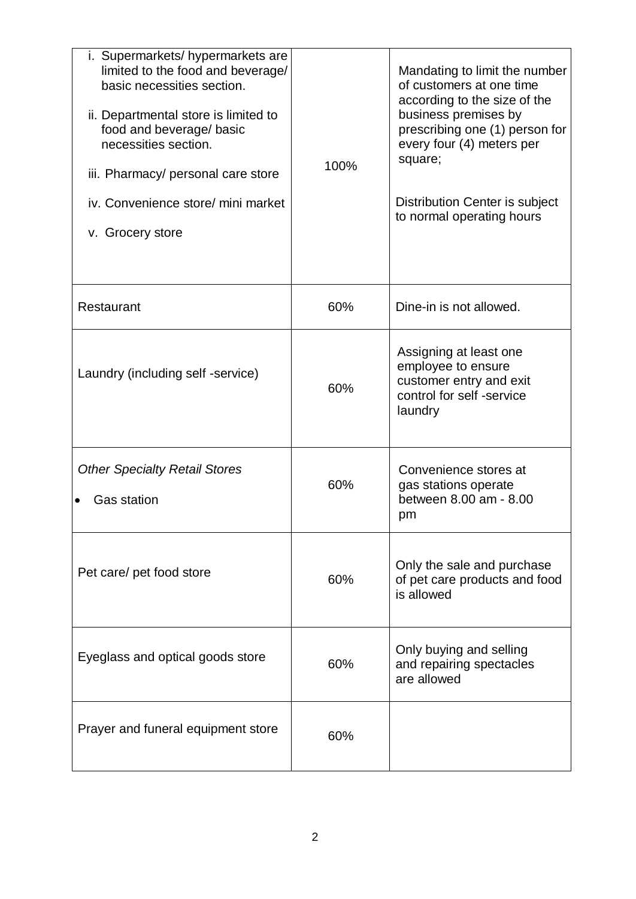| | | |
|---|---|---|
| i. Supermarkets/ hypermarkets are limited to the food and beverage/ basic necessities section.<br><br>ii. Departmental store is limited to food and beverage/ basic necessities section.<br><br>iii. Pharmacy/ personal care store<br><br>iv. Convenience store/ mini market<br><br>v. Grocery store | 100% | Mandating to limit the number of customers at one time according to the size of the business premises by prescribing one (1) person for every four (4) meters per square;<br><br>Distribution Center is subject to normal operating hours |
| Restaurant | 60% | Dine-in is not allowed. |
| Laundry (including self -service) | 60% | Assigning at least one employee to ensure customer entry and exit control for self -service laundry |
| *Other Specialty Retail Stores*<br><br>• Gas station | 60% | Convenience stores at gas stations operate between 8.00 am - 8.00 pm |
| Pet care/ pet food store | 60% | Only the sale and purchase of pet care products and food is allowed |
| Eyeglass and optical goods store | 60% | Only buying and selling and repairing spectacles are allowed |
| Prayer and funeral equipment store | 60% | |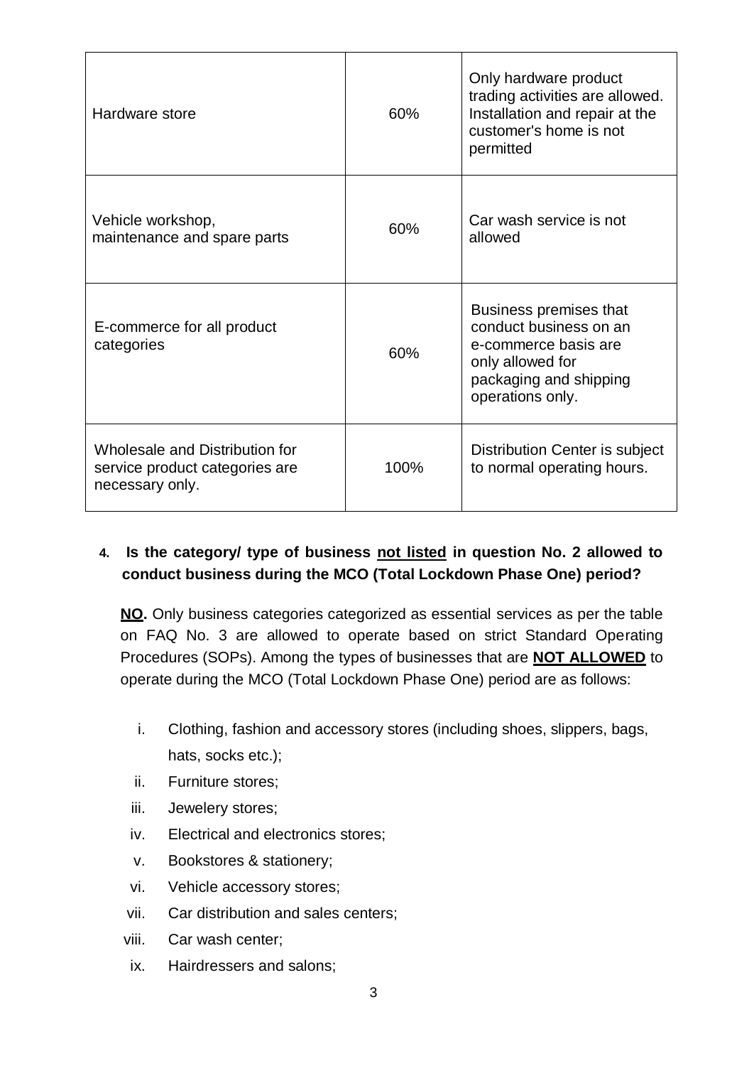| Hardware store | 60% | Only hardware product trading activities are allowed. Installation and repair at the customer's home is not permitted |
|---|---|---|
| Vehicle workshop, maintenance and spare parts | 60% | Car wash service is not allowed |
| E-commerce for all product categories | 60% | Business premises that conduct business on an e-commerce basis are only allowed for packaging and shipping operations only. |
| Wholesale and Distribution for service product categories are necessary only. | 100% | Distribution Center is subject to normal operating hours. |

4. **Is the category/ type of business <u>not listed</u> in question No. 2 allowed to conduct business during the MCO (Total Lockdown Phase One) period?**

**<u>NO</u>.** Only business categories categorized as essential services as per the table on FAQ No. 3 are allowed to operate based on strict Standard Operating Procedures (SOPs). Among the types of businesses that are **<u>NOT ALLOWED</u>** to operate during the MCO (Total Lockdown Phase One) period are as follows:

i. Clothing, fashion and accessory stores (including shoes, slippers, bags, hats, socks etc.);
ii. Furniture stores;
iii. Jewelery stores;
iv. Electrical and electronics stores;
v. Bookstores & stationery;
vi. Vehicle accessory stores;
vii. Car distribution and sales centers;
viii. Car wash center;
ix. Hairdressers and salons;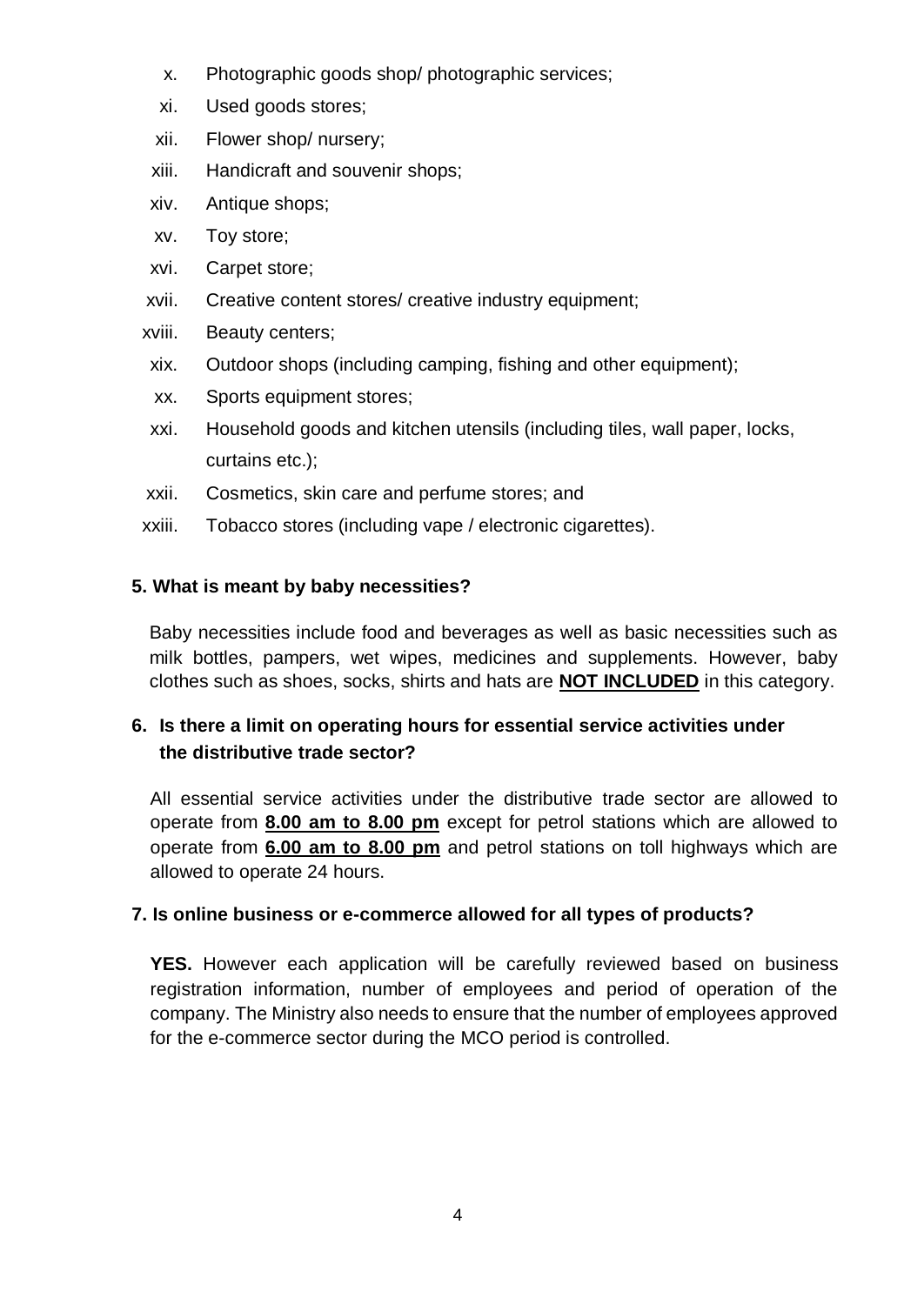x. Photographic goods shop/ photographic services;
xi. Used goods stores;
xii. Flower shop/ nursery;
xiii. Handicraft and souvenir shops;
xiv. Antique shops;
xv. Toy store;
xvi. Carpet store;
xvii. Creative content stores/ creative industry equipment;
xviii. Beauty centers;
xix. Outdoor shops (including camping, fishing and other equipment);
xx. Sports equipment stores;
xxi. Household goods and kitchen utensils (including tiles, wall paper, locks, curtains etc.);
xxii. Cosmetics, skin care and perfume stores; and
xxiii. Tobacco stores (including vape / electronic cigarettes).

**5. What is meant by baby necessities?**

Baby necessities include food and beverages as well as basic necessities such as milk bottles, pampers, wet wipes, medicines and supplements. However, baby clothes such as shoes, socks, shirts and hats are **NOT INCLUDED** in this category.

**6. Is there a limit on operating hours for essential service activities under the distributive trade sector?**

All essential service activities under the distributive trade sector are allowed to operate from **8.00 am to 8.00 pm** except for petrol stations which are allowed to operate from **6.00 am to 8.00 pm** and petrol stations on toll highways which are allowed to operate 24 hours.

**7. Is online business or e-commerce allowed for all types of products?**

**YES.** However each application will be carefully reviewed based on business registration information, number of employees and period of operation of the company. The Ministry also needs to ensure that the number of employees approved for the e-commerce sector during the MCO period is controlled.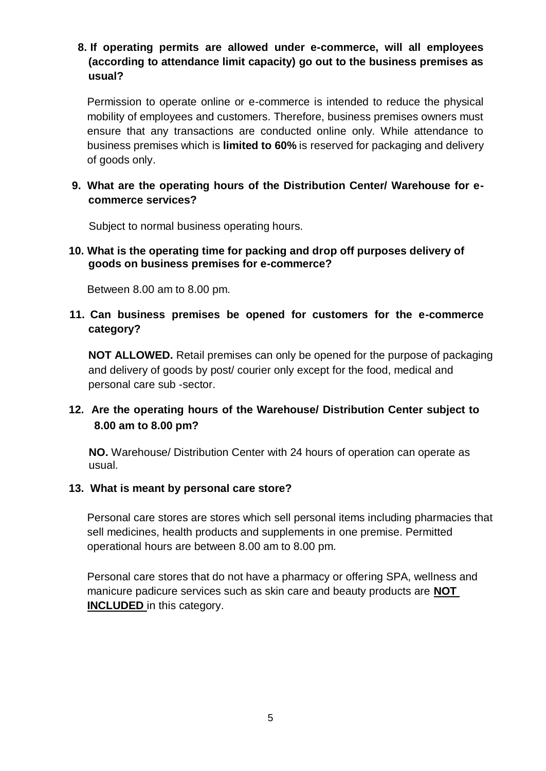**8. If operating permits are allowed under e-commerce, will all employees (according to attendance limit capacity) go out to the business premises as usual?**

Permission to operate online or e-commerce is intended to reduce the physical mobility of employees and customers. Therefore, business premises owners must ensure that any transactions are conducted online only. While attendance to business premises which is **limited to 60%** is reserved for packaging and delivery of goods only.

**9. What are the operating hours of the Distribution Center/ Warehouse for e-commerce services?**

Subject to normal business operating hours.

**10. What is the operating time for packing and drop off purposes delivery of goods on business premises for e-commerce?**

Between 8.00 am to 8.00 pm.

**11. Can business premises be opened for customers for the e-commerce category?**

**NOT ALLOWED.** Retail premises can only be opened for the purpose of packaging and delivery of goods by post/ courier only except for the food, medical and personal care sub -sector.

**12. Are the operating hours of the Warehouse/ Distribution Center subject to 8.00 am to 8.00 pm?**

**NO.** Warehouse/ Distribution Center with 24 hours of operation can operate as usual.

**13. What is meant by personal care store?**

Personal care stores are stores which sell personal items including pharmacies that sell medicines, health products and supplements in one premise. Permitted operational hours are between 8.00 am to 8.00 pm.

Personal care stores that do not have a pharmacy or offering SPA, wellness and manicure padicure services such as skin care and beauty products are **NOT INCLUDED** in this category.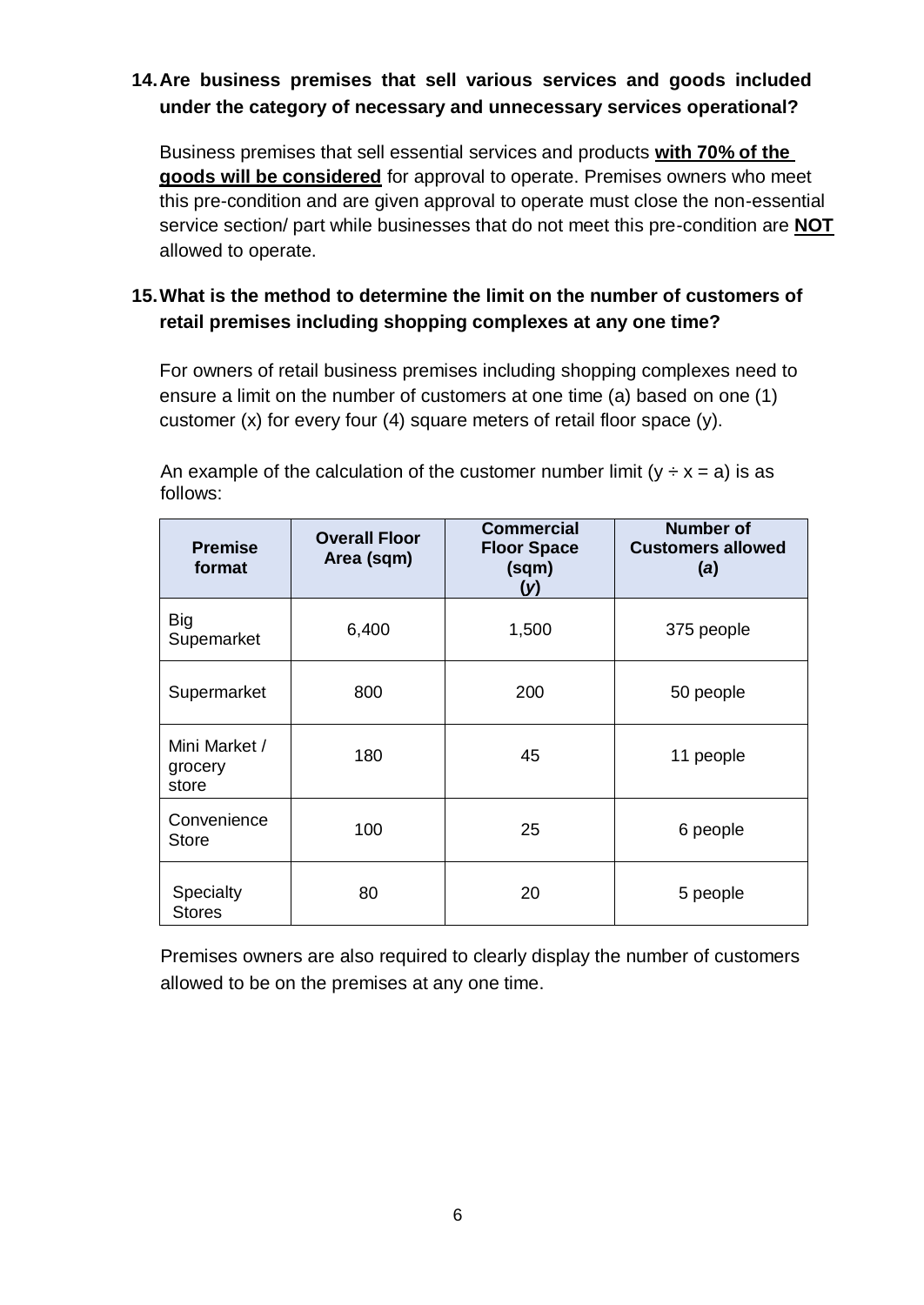### 14. Are business premises that sell various services and goods included under the category of necessary and unnecessary services operational?

Business premises that sell essential services and products **with 70% of the goods will be considered** for approval to operate. Premises owners who meet this pre-condition and are given approval to operate must close the non-essential service section/ part while businesses that do not meet this pre-condition are **NOT** allowed to operate.

### 15. What is the method to determine the limit on the number of customers of retail premises including shopping complexes at any one time?

For owners of retail business premises including shopping complexes need to ensure a limit on the number of customers at one time (a) based on one (1) customer (x) for every four (4) square meters of retail floor space (y).

An example of the calculation of the customer number limit ($y \div x = a$) is as follows:

| Premise format | Overall Floor Area (sqm) | Commercial Floor Space (sqm) (*y*) | Number of Customers allowed (*a*) |
|---|---|---|---|
| Big Supermarket | 6,400 | 1,500 | 375 people |
| Supermarket | 800 | 200 | 50 people |
| Mini Market / grocery store | 180 | 45 | 11 people |
| Convenience Store | 100 | 25 | 6 people |
| Specialty Stores | 80 | 20 | 5 people |

Premises owners are also required to clearly display the number of customers allowed to be on the premises at any one time.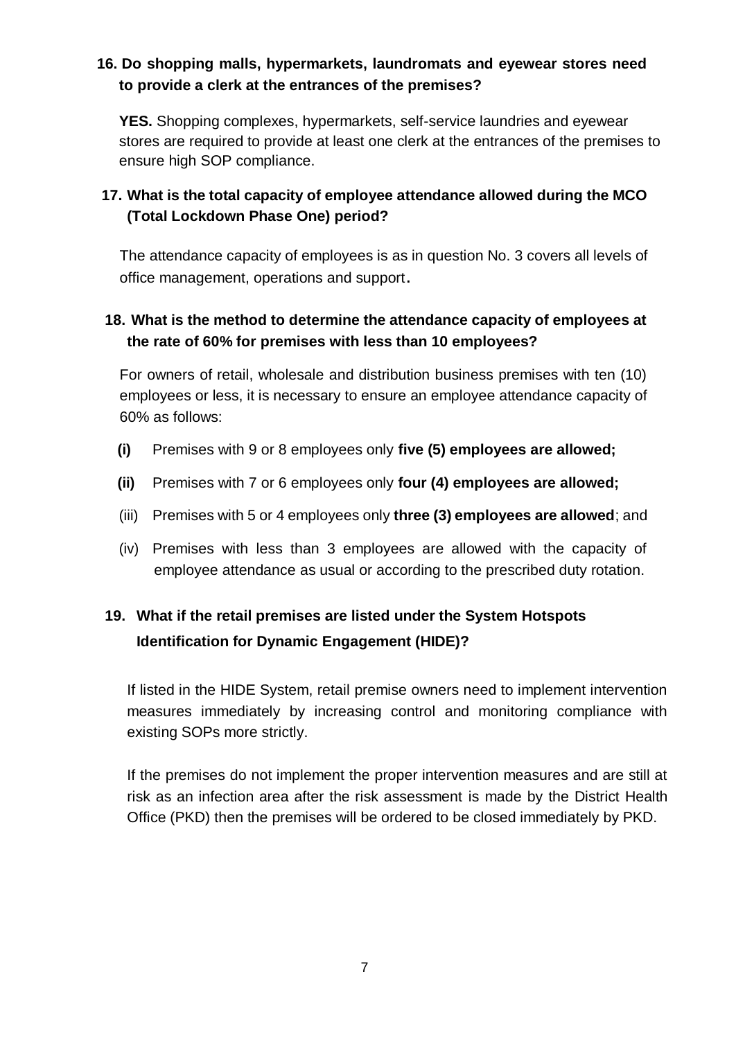**16. Do shopping malls, hypermarkets, laundromats and eyewear stores need to provide a clerk at the entrances of the premises?**

**YES.** Shopping complexes, hypermarkets, self-service laundries and eyewear stores are required to provide at least one clerk at the entrances of the premises to ensure high SOP compliance.

**17. What is the total capacity of employee attendance allowed during the MCO (Total Lockdown Phase One) period?**

The attendance capacity of employees is as in question No. 3 covers all levels of office management, operations and support.

**18. What is the method to determine the attendance capacity of employees at the rate of 60% for premises with less than 10 employees?**

For owners of retail, wholesale and distribution business premises with ten (10) employees or less, it is necessary to ensure an employee attendance capacity of 60% as follows:

- **(i)** Premises with 9 or 8 employees only **five (5) employees are allowed;**
- **(ii)** Premises with 7 or 6 employees only **four (4) employees are allowed;**
- (iii) Premises with 5 or 4 employees only **three (3) employees are allowed**; and
- (iv) Premises with less than 3 employees are allowed with the capacity of employee attendance as usual or according to the prescribed duty rotation.

**19. What if the retail premises are listed under the System Hotspots Identification for Dynamic Engagement (HIDE)?**

If listed in the HIDE System, retail premise owners need to implement intervention measures immediately by increasing control and monitoring compliance with existing SOPs more strictly.

If the premises do not implement the proper intervention measures and are still at risk as an infection area after the risk assessment is made by the District Health Office (PKD) then the premises will be ordered to be closed immediately by PKD.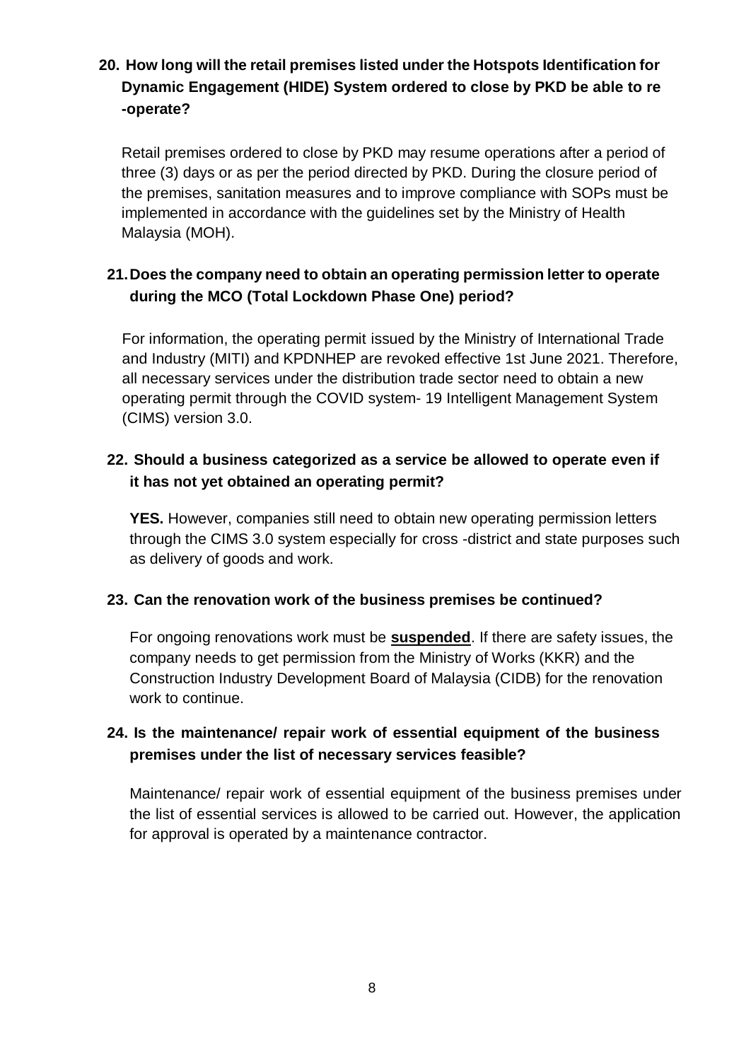**20. How long will the retail premises listed under the Hotspots Identification for Dynamic Engagement (HIDE) System ordered to close by PKD be able to re -operate?**

Retail premises ordered to close by PKD may resume operations after a period of three (3) days or as per the period directed by PKD. During the closure period of the premises, sanitation measures and to improve compliance with SOPs must be implemented in accordance with the guidelines set by the Ministry of Health Malaysia (MOH).

**21. Does the company need to obtain an operating permission letter to operate during the MCO (Total Lockdown Phase One) period?**

For information, the operating permit issued by the Ministry of International Trade and Industry (MITI) and KPDNHEP are revoked effective 1st June 2021. Therefore, all necessary services under the distribution trade sector need to obtain a new operating permit through the COVID system- 19 Intelligent Management System (CIMS) version 3.0.

**22. Should a business categorized as a service be allowed to operate even if it has not yet obtained an operating permit?**

**YES.** However, companies still need to obtain new operating permission letters through the CIMS 3.0 system especially for cross -district and state purposes such as delivery of goods and work.

**23. Can the renovation work of the business premises be continued?**

For ongoing renovations work must be **suspended**. If there are safety issues, the company needs to get permission from the Ministry of Works (KKR) and the Construction Industry Development Board of Malaysia (CIDB) for the renovation work to continue.

**24. Is the maintenance/ repair work of essential equipment of the business premises under the list of necessary services feasible?**

Maintenance/ repair work of essential equipment of the business premises under the list of essential services is allowed to be carried out. However, the application for approval is operated by a maintenance contractor.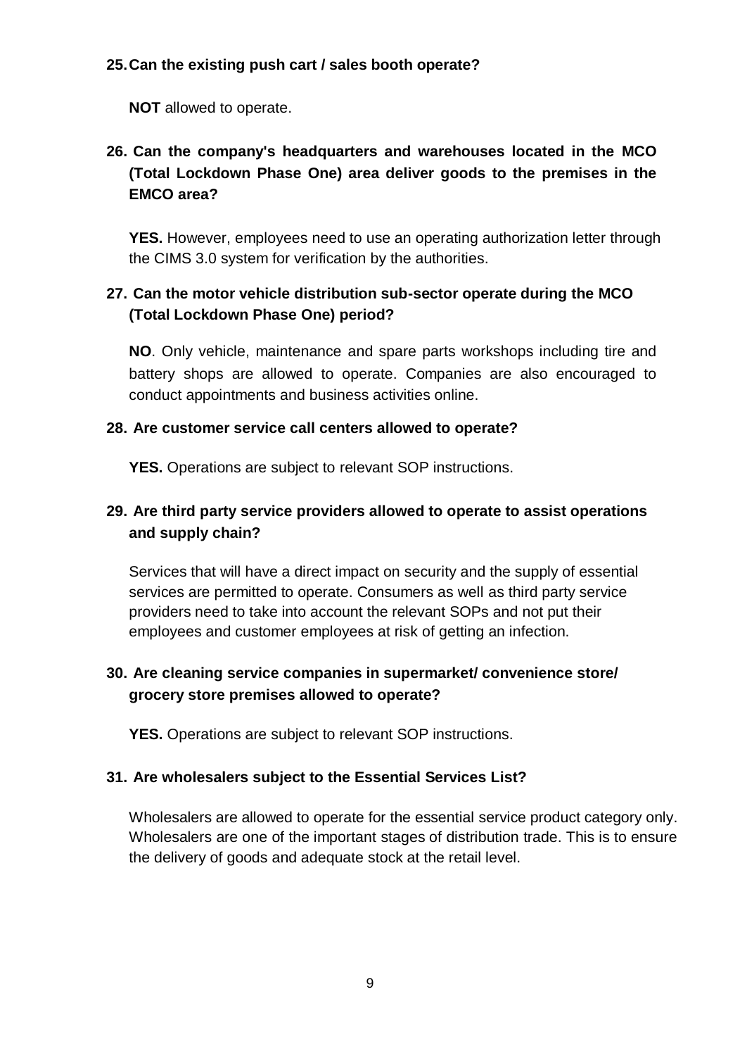**25. Can the existing push cart / sales booth operate?**

**NOT** allowed to operate.

**26. Can the company's headquarters and warehouses located in the MCO (Total Lockdown Phase One) area deliver goods to the premises in the EMCO area?**

**YES.** However, employees need to use an operating authorization letter through the CIMS 3.0 system for verification by the authorities.

**27. Can the motor vehicle distribution sub-sector operate during the MCO (Total Lockdown Phase One) period?**

**NO**. Only vehicle, maintenance and spare parts workshops including tire and battery shops are allowed to operate. Companies are also encouraged to conduct appointments and business activities online.

**28. Are customer service call centers allowed to operate?**

**YES.** Operations are subject to relevant SOP instructions.

**29. Are third party service providers allowed to operate to assist operations and supply chain?**

Services that will have a direct impact on security and the supply of essential services are permitted to operate. Consumers as well as third party service providers need to take into account the relevant SOPs and not put their employees and customer employees at risk of getting an infection.

**30. Are cleaning service companies in supermarket/ convenience store/ grocery store premises allowed to operate?**

**YES.** Operations are subject to relevant SOP instructions.

**31. Are wholesalers subject to the Essential Services List?**

Wholesalers are allowed to operate for the essential service product category only. Wholesalers are one of the important stages of distribution trade. This is to ensure the delivery of goods and adequate stock at the retail level.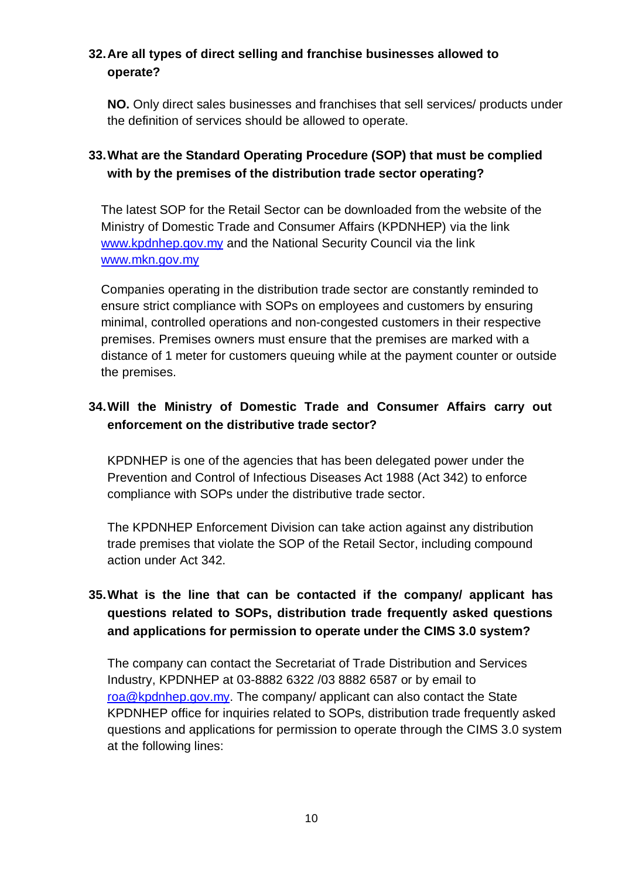### 32. Are all types of direct selling and franchise businesses allowed to operate?

**NO.** Only direct sales businesses and franchises that sell services/ products under the definition of services should be allowed to operate.

### 33. What are the Standard Operating Procedure (SOP) that must be complied with by the premises of the distribution trade sector operating?

The latest SOP for the Retail Sector can be downloaded from the website of the Ministry of Domestic Trade and Consumer Affairs (KPDNHEP) via the link www.kpdnhep.gov.my and the National Security Council via the link www.mkn.gov.my

Companies operating in the distribution trade sector are constantly reminded to ensure strict compliance with SOPs on employees and customers by ensuring minimal, controlled operations and non-congested customers in their respective premises. Premises owners must ensure that the premises are marked with a distance of 1 meter for customers queuing while at the payment counter or outside the premises.

### 34. Will the Ministry of Domestic Trade and Consumer Affairs carry out enforcement on the distributive trade sector?

KPDNHEP is one of the agencies that has been delegated power under the Prevention and Control of Infectious Diseases Act 1988 (Act 342) to enforce compliance with SOPs under the distributive trade sector.

The KPDNHEP Enforcement Division can take action against any distribution trade premises that violate the SOP of the Retail Sector, including compound action under Act 342.

### 35. What is the line that can be contacted if the company/ applicant has questions related to SOPs, distribution trade frequently asked questions and applications for permission to operate under the CIMS 3.0 system?

The company can contact the Secretariat of Trade Distribution and Services Industry, KPDNHEP at 03-8882 6322 /03 8882 6587 or by email to roa@kpdnhep.gov.my. The company/ applicant can also contact the State KPDNHEP office for inquiries related to SOPs, distribution trade frequently asked questions and applications for permission to operate through the CIMS 3.0 system at the following lines: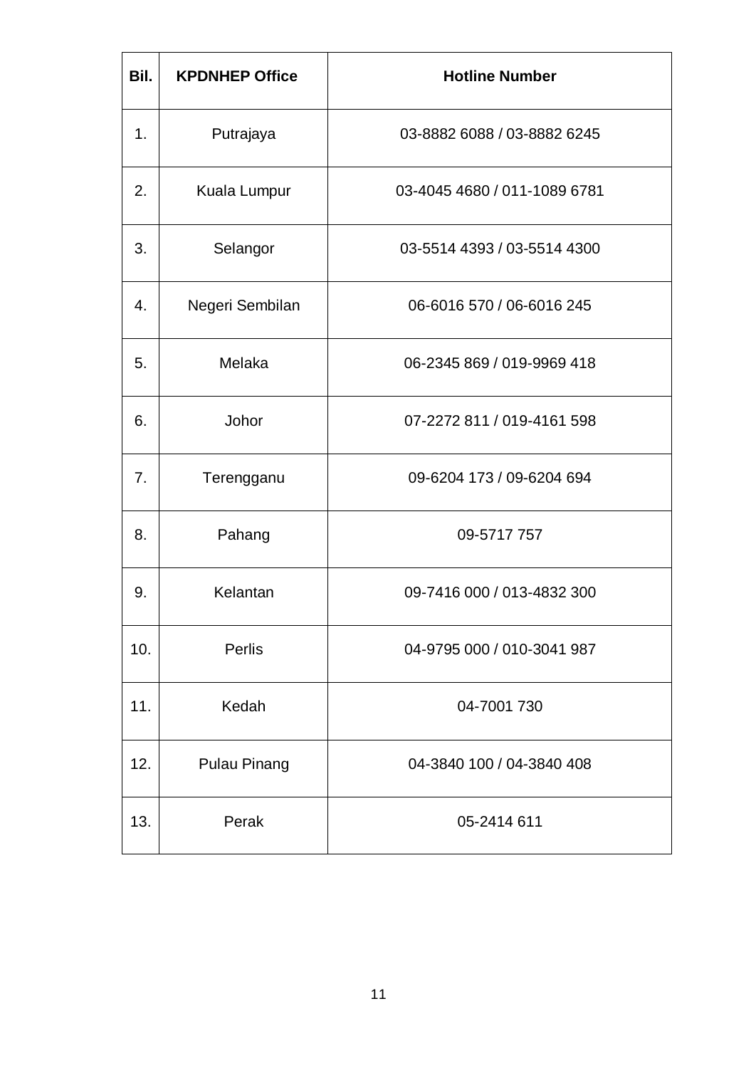| Bil. | KPDNHEP Office | Hotline Number |
|---|---|---|
| 1. | Putrajaya | 03-8882 6088 / 03-8882 6245 |
| 2. | Kuala Lumpur | 03-4045 4680 / 011-1089 6781 |
| 3. | Selangor | 03-5514 4393 / 03-5514 4300 |
| 4. | Negeri Sembilan | 06-6016 570 / 06-6016 245 |
| 5. | Melaka | 06-2345 869 / 019-9969 418 |
| 6. | Johor | 07-2272 811 / 019-4161 598 |
| 7. | Terengganu | 09-6204 173 / 09-6204 694 |
| 8. | Pahang | 09-5717 757 |
| 9. | Kelantan | 09-7416 000 / 013-4832 300 |
| 10. | Perlis | 04-9795 000 / 010-3041 987 |
| 11. | Kedah | 04-7001 730 |
| 12. | Pulau Pinang | 04-3840 100 / 04-3840 408 |
| 13. | Perak | 05-2414 611 |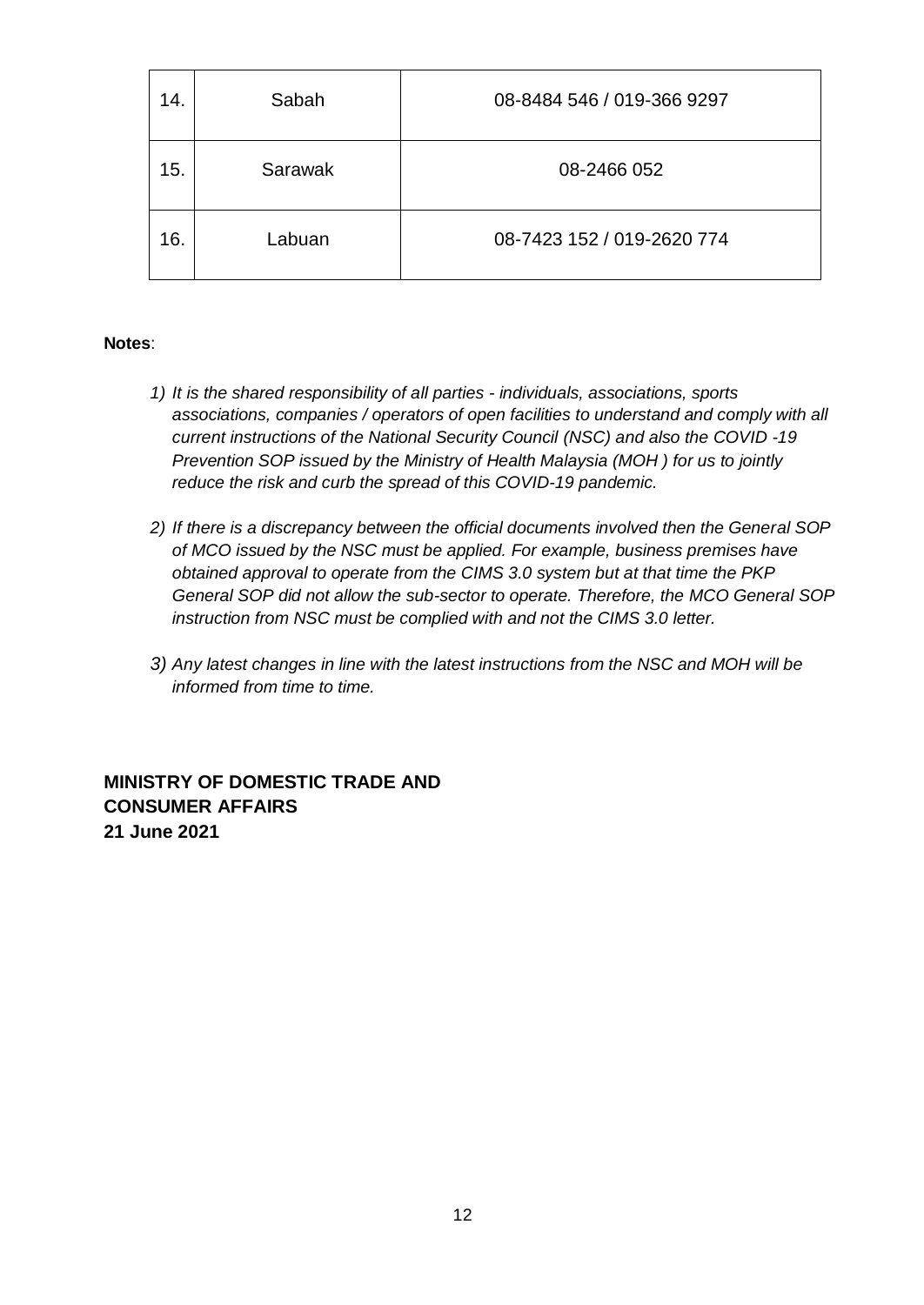| | | |
|---|---|---|
| 14. | Sabah | 08-8484 546 / 019-366 9297 |
| 15. | Sarawak | 08-2466 052 |
| 16. | Labuan | 08-7423 152 / 019-2620 774 |

**Notes**:

1) *It is the shared responsibility of all parties - individuals, associations, sports associations, companies / operators of open facilities to understand and comply with all current instructions of the National Security Council (NSC) and also the COVID -19 Prevention SOP issued by the Ministry of Health Malaysia (MOH ) for us to jointly reduce the risk and curb the spread of this COVID-19 pandemic.*

2) *If there is a discrepancy between the official documents involved then the General SOP of MCO issued by the NSC must be applied. For example, business premises have obtained approval to operate from the CIMS 3.0 system but at that time the PKP General SOP did not allow the sub-sector to operate. Therefore, the MCO General SOP instruction from NSC must be complied with and not the CIMS 3.0 letter.*

3) *Any latest changes in line with the latest instructions from the NSC and MOH will be informed from time to time.*

**MINISTRY OF DOMESTIC TRADE AND CONSUMER AFFAIRS**
**21 June 2021**